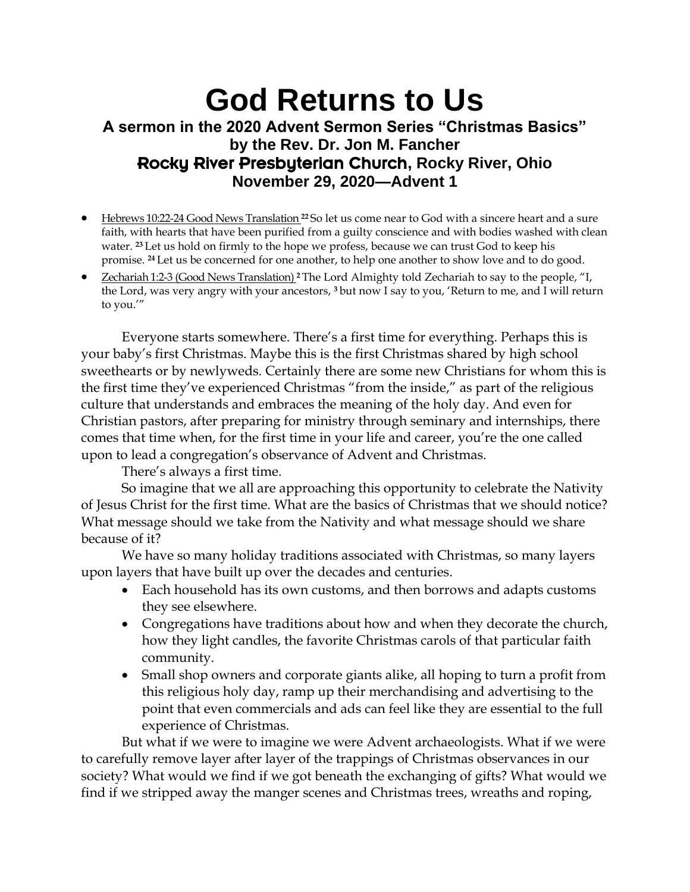# God Returns to Us

### A sermon in the 2020 Advent Sermon Series "Christmas Basics"
### by the Rev. Dr. Jon M. Fancher
### Rocky River Presbyterian Church, Rocky River, Ohio
### November 29, 2020—Advent 1

- Hebrews 10:22-24 Good News Translation [22] So let us come near to God with a sincere heart and a sure faith, with hearts that have been purified from a guilty conscience and with bodies washed with clean water. [23] Let us hold on firmly to the hope we profess, because we can trust God to keep his promise. [24] Let us be concerned for one another, to help one another to show love and to do good.
- Zechariah 1:2-3 (Good News Translation) [2] The Lord Almighty told Zechariah to say to the people, "I, the Lord, was very angry with your ancestors, [3] but now I say to you, 'Return to me, and I will return to you.'"

Everyone starts somewhere. There's a first time for everything. Perhaps this is your baby's first Christmas. Maybe this is the first Christmas shared by high school sweethearts or by newlyweds. Certainly there are some new Christians for whom this is the first time they've experienced Christmas "from the inside," as part of the religious culture that understands and embraces the meaning of the holy day. And even for Christian pastors, after preparing for ministry through seminary and internships, there comes that time when, for the first time in your life and career, you're the one called upon to lead a congregation's observance of Advent and Christmas.

There's always a first time.

So imagine that we all are approaching this opportunity to celebrate the Nativity of Jesus Christ for the first time. What are the basics of Christmas that we should notice? What message should we take from the Nativity and what message should we share because of it?

We have so many holiday traditions associated with Christmas, so many layers upon layers that have built up over the decades and centuries.

- Each household has its own customs, and then borrows and adapts customs they see elsewhere.
- Congregations have traditions about how and when they decorate the church, how they light candles, the favorite Christmas carols of that particular faith community.
- Small shop owners and corporate giants alike, all hoping to turn a profit from this religious holy day, ramp up their merchandising and advertising to the point that even commercials and ads can feel like they are essential to the full experience of Christmas.

But what if we were to imagine we were Advent archaeologists. What if we were to carefully remove layer after layer of the trappings of Christmas observances in our society? What would we find if we got beneath the exchanging of gifts? What would we find if we stripped away the manger scenes and Christmas trees, wreaths and roping,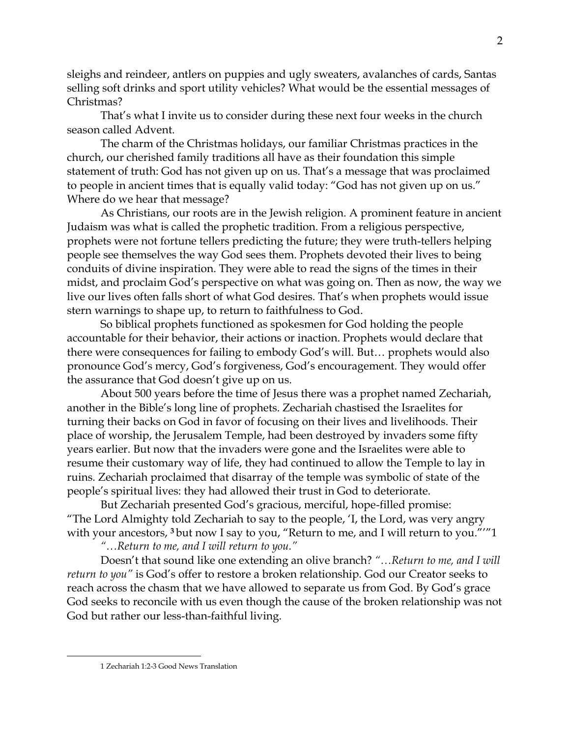sleighs and reindeer, antlers on puppies and ugly sweaters, avalanches of cards, Santas selling soft drinks and sport utility vehicles? What would be the essential messages of Christmas?

That's what I invite us to consider during these next four weeks in the church season called Advent.

The charm of the Christmas holidays, our familiar Christmas practices in the church, our cherished family traditions all have as their foundation this simple statement of truth: God has not given up on us. That's a message that was proclaimed to people in ancient times that is equally valid today: "God has not given up on us." Where do we hear that message?

As Christians, our roots are in the Jewish religion. A prominent feature in ancient Judaism was what is called the prophetic tradition. From a religious perspective, prophets were not fortune tellers predicting the future; they were truth-tellers helping people see themselves the way God sees them. Prophets devoted their lives to being conduits of divine inspiration. They were able to read the signs of the times in their midst, and proclaim God's perspective on what was going on. Then as now, the way we live our lives often falls short of what God desires. That's when prophets would issue stern warnings to shape up, to return to faithfulness to God.

So biblical prophets functioned as spokesmen for God holding the people accountable for their behavior, their actions or inaction. Prophets would declare that there were consequences for failing to embody God's will. But… prophets would also pronounce God's mercy, God's forgiveness, God's encouragement. They would offer the assurance that God doesn't give up on us.

About 500 years before the time of Jesus there was a prophet named Zechariah, another in the Bible's long line of prophets. Zechariah chastised the Israelites for turning their backs on God in favor of focusing on their lives and livelihoods. Their place of worship, the Jerusalem Temple, had been destroyed by invaders some fifty years earlier. But now that the invaders were gone and the Israelites were able to resume their customary way of life, they had continued to allow the Temple to lay in ruins. Zechariah proclaimed that disarray of the temple was symbolic of state of the people's spiritual lives: they had allowed their trust in God to deteriorate.

But Zechariah presented God's gracious, merciful, hope-filled promise: "The Lord Almighty told Zechariah to say to the people, 'I, the Lord, was very angry with your ancestors, **3** but now I say to you, "Return to me, and I will return to you."'"[1]

*"…Return to me, and I will return to you."*

Doesn't that sound like one extending an olive branch? *"…Return to me, and I will return to you"* is God's offer to restore a broken relationship. God our Creator seeks to reach across the chasm that we have allowed to separate us from God. By God's grace God seeks to reconcile with us even though the cause of the broken relationship was not God but rather our less-than-faithful living.

---

1 Zechariah 1:2-3 Good News Translation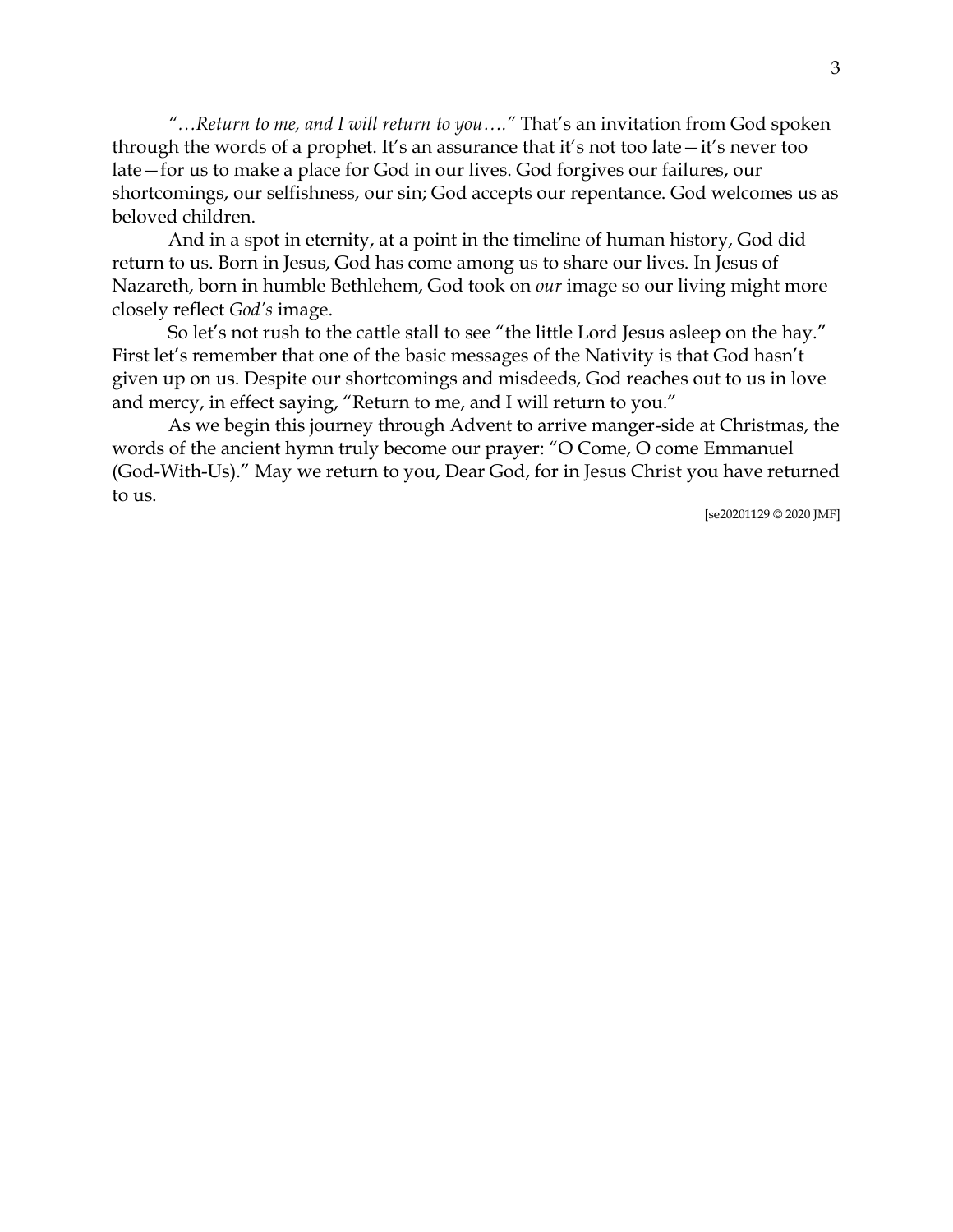*"…Return to me, and I will return to you…."* That's an invitation from God spoken through the words of a prophet. It's an assurance that it's not too late—it's never too late—for us to make a place for God in our lives. God forgives our failures, our shortcomings, our selfishness, our sin; God accepts our repentance. God welcomes us as beloved children.

And in a spot in eternity, at a point in the timeline of human history, God did return to us. Born in Jesus, God has come among us to share our lives. In Jesus of Nazareth, born in humble Bethlehem, God took on *our* image so our living might more closely reflect *God's* image.

So let's not rush to the cattle stall to see "the little Lord Jesus asleep on the hay." First let's remember that one of the basic messages of the Nativity is that God hasn't given up on us. Despite our shortcomings and misdeeds, God reaches out to us in love and mercy, in effect saying, "Return to me, and I will return to you."

As we begin this journey through Advent to arrive manger-side at Christmas, the words of the ancient hymn truly become our prayer: "O Come, O come Emmanuel (God-With-Us)." May we return to you, Dear God, for in Jesus Christ you have returned to us.

[se20201129 © 2020 JMF]